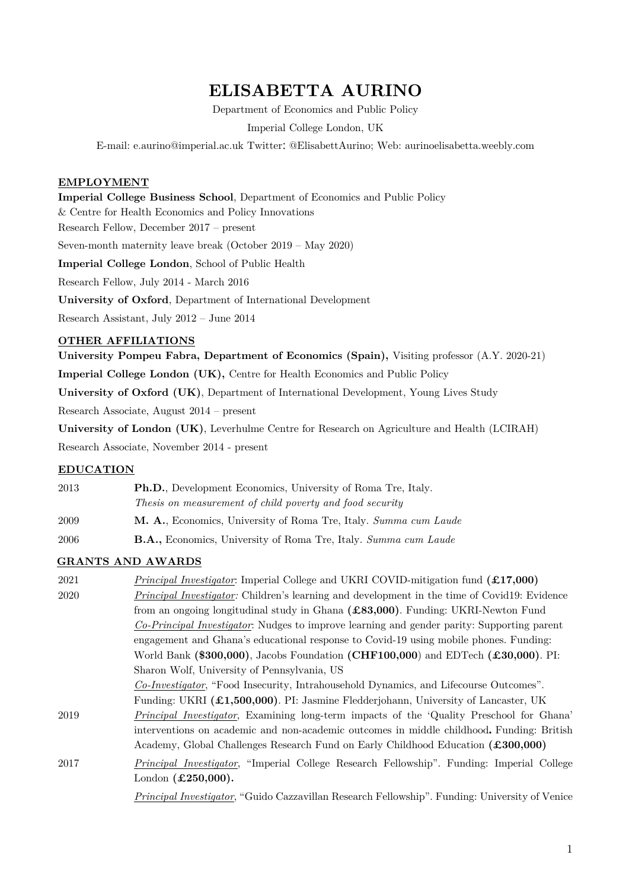# ELISABETTA AURINO

Department of Economics and Public Policy

Imperial College London, UK

E-mail: e.aurino@imperial.ac.uk Twitter: @ElisabettAurino; Web: aurinoelisabetta.weebly.com

## EMPLOYMENT

**Imperial College Business School**, Department of Economics and Public Policy & Centre for Health Economics and Policy Innovations

Research Fellow, December 2017 – present

Seven-month maternity leave break (October 2019 – May 2020)

**Imperial College London**, School of Public Health

Research Fellow, July 2014 - March 2016

**University of Oxford**, Department of International Development

Research Assistant, July 2012 – June 2014

## OTHER AFFILIATIONS

**University Pompeu Fabra, Department of Economics (Spain),** Visiting professor (A.Y. 2020-21)

**Imperial College London (UK),** Centre for Health Economics and Public Policy

**University of Oxford (UK)**, Department of International Development, Young Lives Study

Research Associate, August 2014 – present

**University of London (UK)**, Leverhulme Centre for Research on Agriculture and Health (LCIRAH)

Research Associate, November 2014 - present

## EDUCATION

2013 — **Ph.D.**, Development Economics, University of Roma Tre, Italy.
*Thesis on measurement of child poverty and food security*

2009 — **M. A.**, Economics, University of Roma Tre, Italy. *Summa cum Laude*

2006 — **B.A.,** Economics, University of Roma Tre, Italy. *Summa cum Laude*

## GRANTS AND AWARDS

2021 — *Principal Investigator*: Imperial College and UKRI COVID-mitigation fund **(£17,000)**

2020 — *Principal Investigator:* Children's learning and development in the time of Covid19: Evidence from an ongoing longitudinal study in Ghana **(£83,000)**. Funding: UKRI-Newton Fund

*Co-Principal Investigator*: Nudges to improve learning and gender parity: Supporting parent engagement and Ghana's educational response to Covid-19 using mobile phones. Funding: World Bank **($300,000)**, Jacobs Foundation **(CHF100,000)** and EDTech **(£30,000)**. PI: Sharon Wolf, University of Pennsylvania, US

*Co-Investigator*, "Food Insecurity, Intrahousehold Dynamics, and Lifecourse Outcomes". Funding: UKRI **(£1,500,000)**. PI: Jasmine Fledderjohann, University of Lancaster, UK

2019 — *Principal Investigator*, Examining long-term impacts of the 'Quality Preschool for Ghana' interventions on academic and non-academic outcomes in middle childhood**.** Funding: British Academy, Global Challenges Research Fund on Early Childhood Education **(£300,000)**

2017 — *Principal Investigator*, "Imperial College Research Fellowship". Funding: Imperial College London **(£250,000).**

*Principal Investigator*, "Guido Cazzavillan Research Fellowship". Funding: University of Venice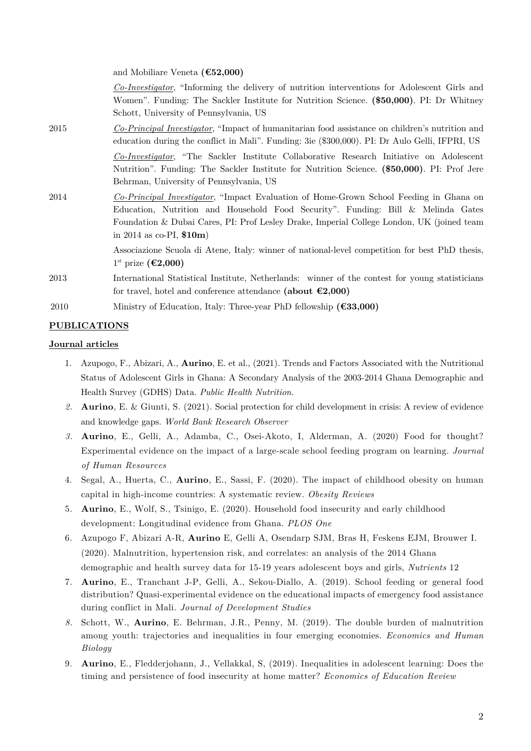| | |
|---|---|
| | and Mobiliare Veneta **(€52,000)** |
| | *Co-Investigator*, "Informing the delivery of nutrition interventions for Adolescent Girls and Women". Funding: The Sackler Institute for Nutrition Science. **($50,000)**. PI: Dr Whitney Schott, University of Pennsylvania, US |
| 2015 | *Co-Principal Investigator*, "Impact of humanitarian food assistance on children's nutrition and education during the conflict in Mali". Funding: 3ie ($300,000). PI: Dr Aulo Gelli, IFPRI, US |
| | *Co-Investigator*, "The Sackler Institute Collaborative Research Initiative on Adolescent Nutrition". Funding: The Sackler Institute for Nutrition Science. **($50,000)**. PI: Prof Jere Behrman, University of Pennsylvania, US |
| 2014 | *Co-Principal Investigator*, "Impact Evaluation of Home-Grown School Feeding in Ghana on Education, Nutrition and Household Food Security". Funding: Bill & Melinda Gates Foundation & Dubai Cares, PI: Prof Lesley Drake, Imperial College London, UK (joined team in 2014 as co-PI, **$10m**) |
| | Associazione Scuola di Atene, Italy: winner of national-level competition for best PhD thesis, 1st prize **(€2,000)** |
| 2013 | International Statistical Institute, Netherlands: winner of the contest for young statisticians for travel, hotel and conference attendance **(about €2,000)** |
| 2010 | Ministry of Education, Italy: Three-year PhD fellowship **(€33,000)** |

## PUBLICATIONS

### Journal articles

1. Azupogo, F., Abizari, A., **Aurino**, E. et al., (2021). Trends and Factors Associated with the Nutritional Status of Adolescent Girls in Ghana: A Secondary Analysis of the 2003-2014 Ghana Demographic and Health Survey (GDHS) Data. *Public Health Nutrition.*
2. **Aurino**, E. & Giunti, S. (2021). Social protection for child development in crisis: A review of evidence and knowledge gaps. *World Bank Research Observer*
3. **Aurino**, E., Gelli, A., Adamba, C., Osei-Akoto, I, Alderman, A. (2020) Food for thought? Experimental evidence on the impact of a large-scale school feeding program on learning. *Journal of Human Resources*
4. Segal, A., Huerta, C., **Aurino**, E., Sassi, F. (2020). The impact of childhood obesity on human capital in high-income countries: A systematic review. *Obesity Reviews*
5. **Aurino**, E., Wolf, S., Tsinigo, E. (2020). Household food insecurity and early childhood development: Longitudinal evidence from Ghana. *PLOS One*
6. Azupogo F, Abizari A-R, **Aurino** E, Gelli A, Osendarp SJM, Bras H, Feskens EJM, Brouwer I. (2020). Malnutrition, hypertension risk, and correlates: an analysis of the 2014 Ghana demographic and health survey data for 15-19 years adolescent boys and girls, *Nutrients* 12
7. **Aurino**, E., Tranchant J-P, Gelli, A., Sekou-Diallo, A. (2019). School feeding or general food distribution? Quasi-experimental evidence on the educational impacts of emergency food assistance during conflict in Mali. *Journal of Development Studies*
8. Schott, W., **Aurino**, E. Behrman, J.R., Penny, M. (2019). The double burden of malnutrition among youth: trajectories and inequalities in four emerging economies. *Economics and Human Biology*
9. **Aurino**, E., Fledderjohann, J., Vellakkal, S, (2019). Inequalities in adolescent learning: Does the timing and persistence of food insecurity at home matter? *Economics of Education Review*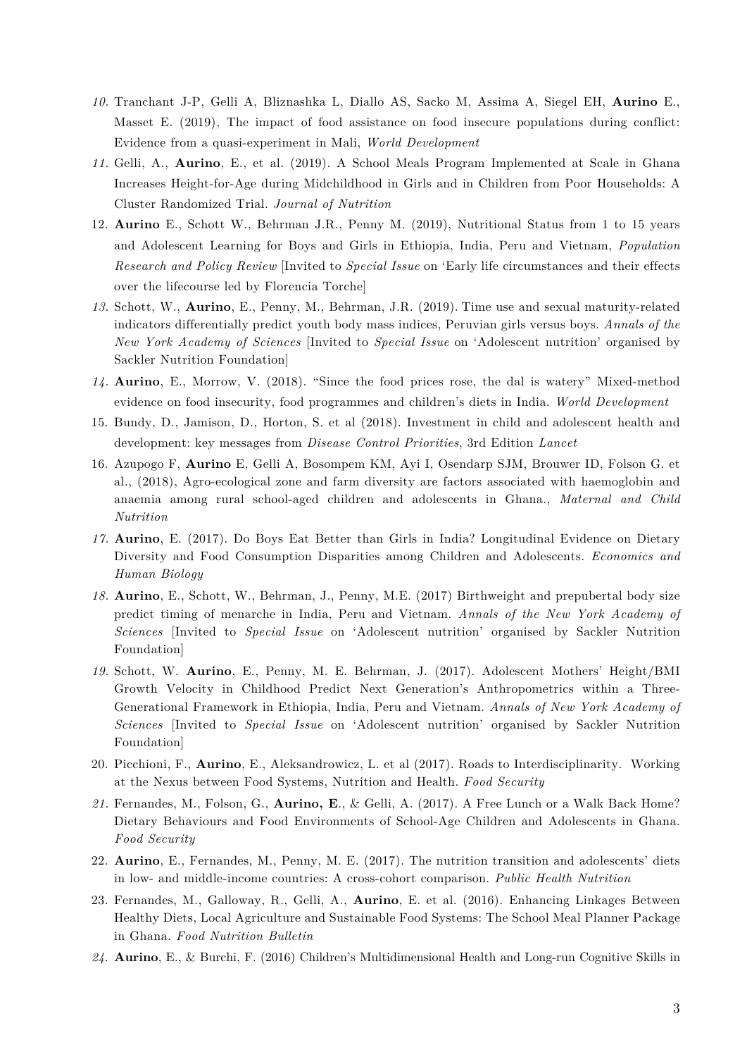10. Tranchant J-P, Gelli A, Bliznashka L, Diallo AS, Sacko M, Assima A, Siegel EH, **Aurino** E., Masset E. (2019), The impact of food assistance on food insecure populations during conflict: Evidence from a quasi-experiment in Mali, *World Development*
11. Gelli, A., **Aurino**, E., et al. (2019). A School Meals Program Implemented at Scale in Ghana Increases Height-for-Age during Midchildhood in Girls and in Children from Poor Households: A Cluster Randomized Trial. *Journal of Nutrition*
12. **Aurino** E., Schott W., Behrman J.R., Penny M. (2019), Nutritional Status from 1 to 15 years and Adolescent Learning for Boys and Girls in Ethiopia, India, Peru and Vietnam, *Population Research and Policy Review* [Invited to *Special Issue* on 'Early life circumstances and their effects over the lifecourse led by Florencia Torche]
13. Schott, W., **Aurino**, E., Penny, M., Behrman, J.R. (2019). Time use and sexual maturity-related indicators differentially predict youth body mass indices, Peruvian girls versus boys. *Annals of the New York Academy of Sciences* [Invited to *Special Issue* on 'Adolescent nutrition' organised by Sackler Nutrition Foundation]
14. **Aurino**, E., Morrow, V. (2018). "Since the food prices rose, the dal is watery" Mixed-method evidence on food insecurity, food programmes and children's diets in India. *World Development*
15. Bundy, D., Jamison, D., Horton, S. et al (2018). Investment in child and adolescent health and development: key messages from *Disease Control Priorities*, 3rd Edition *Lancet*
16. Azupogo F, **Aurino** E, Gelli A, Bosompem KM, Ayi I, Osendarp SJM, Brouwer ID, Folson G. et al., (2018), Agro-ecological zone and farm diversity are factors associated with haemoglobin and anaemia among rural school-aged children and adolescents in Ghana., *Maternal and Child Nutrition*
17. **Aurino**, E. (2017). Do Boys Eat Better than Girls in India? Longitudinal Evidence on Dietary Diversity and Food Consumption Disparities among Children and Adolescents. *Economics and Human Biology*
18. **Aurino**, E., Schott, W., Behrman, J., Penny, M.E. (2017) Birthweight and prepubertal body size predict timing of menarche in India, Peru and Vietnam. *Annals of the New York Academy of Sciences* [Invited to *Special Issue* on 'Adolescent nutrition' organised by Sackler Nutrition Foundation]
19. Schott, W. **Aurino**, E., Penny, M. E. Behrman, J. (2017). Adolescent Mothers' Height/BMI Growth Velocity in Childhood Predict Next Generation's Anthropometrics within a Three-Generational Framework in Ethiopia, India, Peru and Vietnam. *Annals of New York Academy of Sciences* [Invited to *Special Issue* on 'Adolescent nutrition' organised by Sackler Nutrition Foundation]
20. Picchioni, F., **Aurino**, E., Aleksandrowicz, L. et al (2017). Roads to Interdisciplinarity. Working at the Nexus between Food Systems, Nutrition and Health. *Food Security*
21. Fernandes, M., Folson, G., **Aurino, E**., & Gelli, A. (2017). A Free Lunch or a Walk Back Home? Dietary Behaviours and Food Environments of School-Age Children and Adolescents in Ghana. *Food Security*
22. **Aurino**, E., Fernandes, M., Penny, M. E. (2017). The nutrition transition and adolescents' diets in low- and middle-income countries: A cross-cohort comparison. *Public Health Nutrition*
23. Fernandes, M., Galloway, R., Gelli, A., **Aurino**, E. et al. (2016). Enhancing Linkages Between Healthy Diets, Local Agriculture and Sustainable Food Systems: The School Meal Planner Package in Ghana. *Food Nutrition Bulletin*
24. **Aurino**, E., & Burchi, F. (2016) Children's Multidimensional Health and Long-run Cognitive Skills in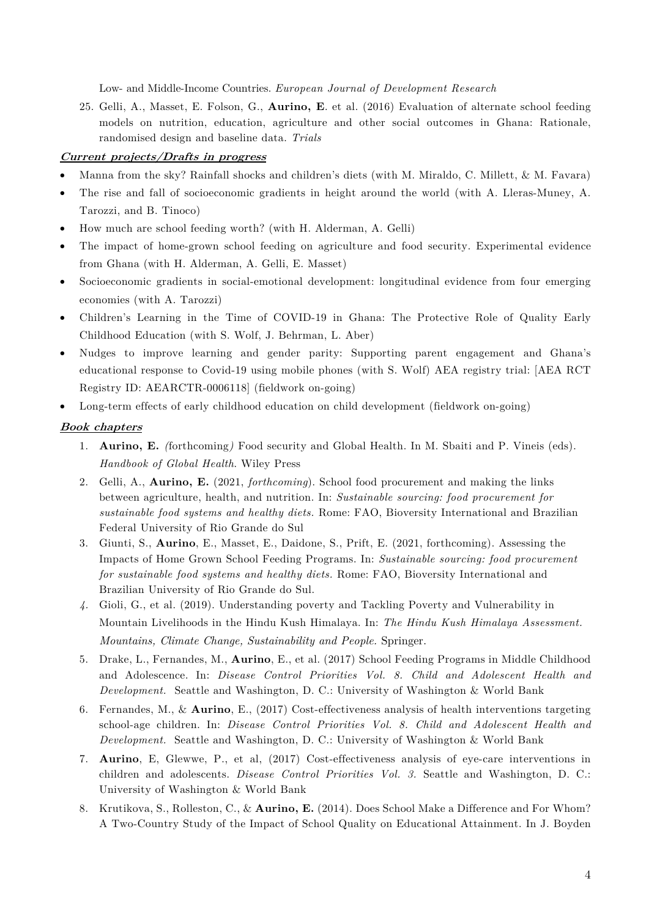Low- and Middle-Income Countries. *European Journal of Development Research*

25. Gelli, A., Masset, E. Folson, G., **Aurino, E**. et al. (2016) Evaluation of alternate school feeding models on nutrition, education, agriculture and other social outcomes in Ghana: Rationale, randomised design and baseline data. *Trials*

***Current projects/Drafts in progress***

- Manna from the sky? Rainfall shocks and children's diets (with M. Miraldo, C. Millett, & M. Favara)
- The rise and fall of socioeconomic gradients in height around the world (with A. Lleras-Muney, A. Tarozzi, and B. Tinoco)
- How much are school feeding worth? (with H. Alderman, A. Gelli)
- The impact of home-grown school feeding on agriculture and food security. Experimental evidence from Ghana (with H. Alderman, A. Gelli, E. Masset)
- Socioeconomic gradients in social-emotional development: longitudinal evidence from four emerging economies (with A. Tarozzi)
- Children's Learning in the Time of COVID-19 in Ghana: The Protective Role of Quality Early Childhood Education (with S. Wolf, J. Behrman, L. Aber)
- Nudges to improve learning and gender parity: Supporting parent engagement and Ghana's educational response to Covid-19 using mobile phones (with S. Wolf) AEA registry trial: [AEA RCT Registry ID: AEARCTR-0006118] (fieldwork on-going)
- Long-term effects of early childhood education on child development (fieldwork on-going)

***Book chapters***

1. **Aurino, E.** *(*forthcoming*)* Food security and Global Health. In M. Sbaiti and P. Vineis (eds). *Handbook of Global Health*. Wiley Press
2. Gelli, A., **Aurino, E.** (2021, *forthcoming*). School food procurement and making the links between agriculture, health, and nutrition. In: *Sustainable sourcing: food procurement for sustainable food systems and healthy diets.* Rome: FAO, Bioversity International and Brazilian Federal University of Rio Grande do Sul
3. Giunti, S., **Aurino**, E., Masset, E., Daidone, S., Prift, E. (2021, forthcoming). Assessing the Impacts of Home Grown School Feeding Programs. In: *Sustainable sourcing: food procurement for sustainable food systems and healthy diets.* Rome: FAO, Bioversity International and Brazilian University of Rio Grande do Sul.
4. Gioli, G., et al. (2019). Understanding poverty and Tackling Poverty and Vulnerability in Mountain Livelihoods in the Hindu Kush Himalaya. In: *The Hindu Kush Himalaya Assessment. Mountains, Climate Change, Sustainability and People.* Springer.
5. Drake, L., Fernandes, M., **Aurino**, E., et al. (2017) School Feeding Programs in Middle Childhood and Adolescence. In: *Disease Control Priorities Vol. 8. Child and Adolescent Health and Development.* Seattle and Washington, D. C.: University of Washington & World Bank
6. Fernandes, M., & **Aurino**, E., (2017) Cost-effectiveness analysis of health interventions targeting school-age children. In: *Disease Control Priorities Vol. 8. Child and Adolescent Health and Development.* Seattle and Washington, D. C.: University of Washington & World Bank
7. **Aurino**, E, Glewwe, P., et al, (2017) Cost-effectiveness analysis of eye-care interventions in children and adolescents. *Disease Control Priorities Vol. 3.* Seattle and Washington, D. C.: University of Washington & World Bank
8. Krutikova, S., Rolleston, C., & **Aurino, E.** (2014). Does School Make a Difference and For Whom? A Two-Country Study of the Impact of School Quality on Educational Attainment. In J. Boyden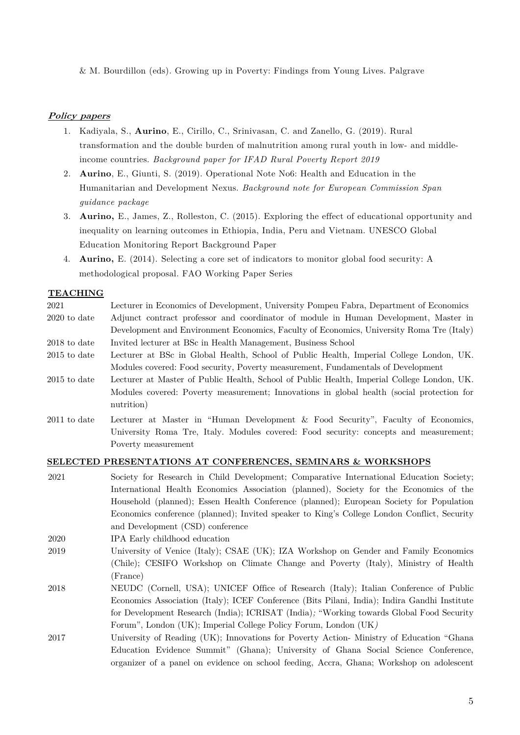& M. Bourdillon (eds). Growing up in Poverty: Findings from Young Lives. Palgrave

***Policy papers***

1. Kadiyala, S., **Aurino**, E., Cirillo, C., Srinivasan, C. and Zanello, G. (2019). Rural transformation and the double burden of malnutrition among rural youth in low- and middle-income countries. *Background paper for IFAD Rural Poverty Report 2019*
2. **Aurino**, E., Giunti, S. (2019). Operational Note No6: Health and Education in the Humanitarian and Development Nexus. *Background note for European Commission Span guidance package*
3. **Aurino,** E., James, Z., Rolleston, C. (2015). Exploring the effect of educational opportunity and inequality on learning outcomes in Ethiopia, India, Peru and Vietnam. UNESCO Global Education Monitoring Report Background Paper
4. **Aurino,** E. (2014). Selecting a core set of indicators to monitor global food security: A methodological proposal. FAO Working Paper Series

**TEACHING**

| | |
|---|---|
| 2021 | Lecturer in Economics of Development, University Pompeu Fabra, Department of Economics |
| 2020 to date | Adjunct contract professor and coordinator of module in Human Development, Master in Development and Environment Economics, Faculty of Economics, University Roma Tre (Italy) |
| 2018 to date | Invited lecturer at BSc in Health Management, Business School |
| 2015 to date | Lecturer at BSc in Global Health, School of Public Health, Imperial College London, UK. Modules covered: Food security, Poverty measurement, Fundamentals of Development |
| 2015 to date | Lecturer at Master of Public Health, School of Public Health, Imperial College London, UK. Modules covered: Poverty measurement; Innovations in global health (social protection for nutrition) |
| 2011 to date | Lecturer at Master in "Human Development & Food Security", Faculty of Economics, University Roma Tre, Italy. Modules covered: Food security: concepts and measurement; Poverty measurement |

**SELECTED PRESENTATIONS AT CONFERENCES, SEMINARS & WORKSHOPS**

| | |
|---|---|
| 2021 | Society for Research in Child Development; Comparative International Education Society; International Health Economics Association (planned), Society for the Economics of the Household (planned); Essen Health Conference (planned); European Society for Population Economics conference (planned); Invited speaker to King's College London Conflict, Security and Development (CSD) conference |
| 2020 | IPA Early childhood education |
| 2019 | University of Venice (Italy); CSAE (UK); IZA Workshop on Gender and Family Economics (Chile); CESIFO Workshop on Climate Change and Poverty (Italy), Ministry of Health (France) |
| 2018 | NEUDC (Cornell, USA); UNICEF Office of Research (Italy); Italian Conference of Public Economics Association (Italy); ICEF Conference (Bits Pilani, India); Indira Gandhi Institute for Development Research (India); ICRISAT (India); "Working towards Global Food Security Forum", London (UK); Imperial College Policy Forum, London (UK) |
| 2017 | University of Reading (UK); Innovations for Poverty Action- Ministry of Education "Ghana Education Evidence Summit" (Ghana); University of Ghana Social Science Conference, organizer of a panel on evidence on school feeding, Accra, Ghana; Workshop on adolescent |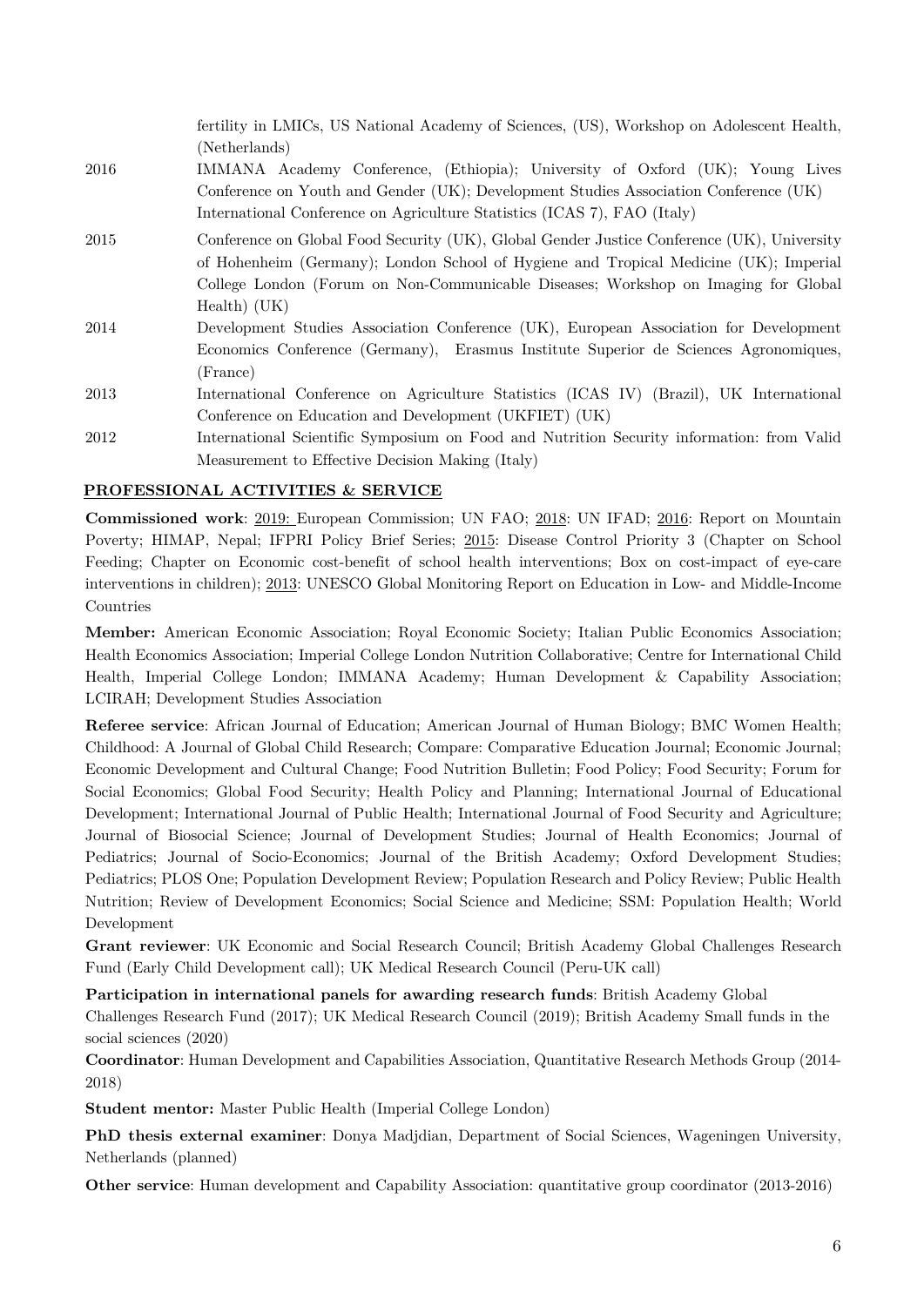| | |
|---|---|
| | fertility in LMICs, US National Academy of Sciences, (US), Workshop on Adolescent Health, (Netherlands) |
| 2016 | IMMANA Academy Conference, (Ethiopia); University of Oxford (UK); Young Lives Conference on Youth and Gender (UK); Development Studies Association Conference (UK) International Conference on Agriculture Statistics (ICAS 7), FAO (Italy) |
| 2015 | Conference on Global Food Security (UK), Global Gender Justice Conference (UK), University of Hohenheim (Germany); London School of Hygiene and Tropical Medicine (UK); Imperial College London (Forum on Non-Communicable Diseases; Workshop on Imaging for Global Health) (UK) |
| 2014 | Development Studies Association Conference (UK), European Association for Development Economics Conference (Germany), Erasmus Institute Superior de Sciences Agronomiques, (France) |
| 2013 | International Conference on Agriculture Statistics (ICAS IV) (Brazil), UK International Conference on Education and Development (UKFIET) (UK) |
| 2012 | International Scientific Symposium on Food and Nutrition Security information: from Valid Measurement to Effective Decision Making (Italy) |

## PROFESSIONAL ACTIVITIES & SERVICE

**Commissioned work**: 2019: European Commission; UN FAO; 2018: UN IFAD; 2016: Report on Mountain Poverty; HIMAP, Nepal; IFPRI Policy Brief Series; 2015: Disease Control Priority 3 (Chapter on School Feeding; Chapter on Economic cost-benefit of school health interventions; Box on cost-impact of eye-care interventions in children); 2013: UNESCO Global Monitoring Report on Education in Low- and Middle-Income Countries

**Member:** American Economic Association; Royal Economic Society; Italian Public Economics Association; Health Economics Association; Imperial College London Nutrition Collaborative; Centre for International Child Health, Imperial College London; IMMANA Academy; Human Development & Capability Association; LCIRAH; Development Studies Association

**Referee service**: African Journal of Education; American Journal of Human Biology; BMC Women Health; Childhood: A Journal of Global Child Research; Compare: Comparative Education Journal; Economic Journal; Economic Development and Cultural Change; Food Nutrition Bulletin; Food Policy; Food Security; Forum for Social Economics; Global Food Security; Health Policy and Planning; International Journal of Educational Development; International Journal of Public Health; International Journal of Food Security and Agriculture; Journal of Biosocial Science; Journal of Development Studies; Journal of Health Economics; Journal of Pediatrics; Journal of Socio-Economics; Journal of the British Academy; Oxford Development Studies; Pediatrics; PLOS One; Population Development Review; Population Research and Policy Review; Public Health Nutrition; Review of Development Economics; Social Science and Medicine; SSM: Population Health; World Development

**Grant reviewer**: UK Economic and Social Research Council; British Academy Global Challenges Research Fund (Early Child Development call); UK Medical Research Council (Peru-UK call)

**Participation in international panels for awarding research funds**: British Academy Global Challenges Research Fund (2017); UK Medical Research Council (2019); British Academy Small funds in the social sciences (2020)

**Coordinator**: Human Development and Capabilities Association, Quantitative Research Methods Group (2014-2018)

**Student mentor:** Master Public Health (Imperial College London)

**PhD thesis external examiner**: Donya Madjdian, Department of Social Sciences, Wageningen University, Netherlands (planned)

**Other service**: Human development and Capability Association: quantitative group coordinator (2013-2016)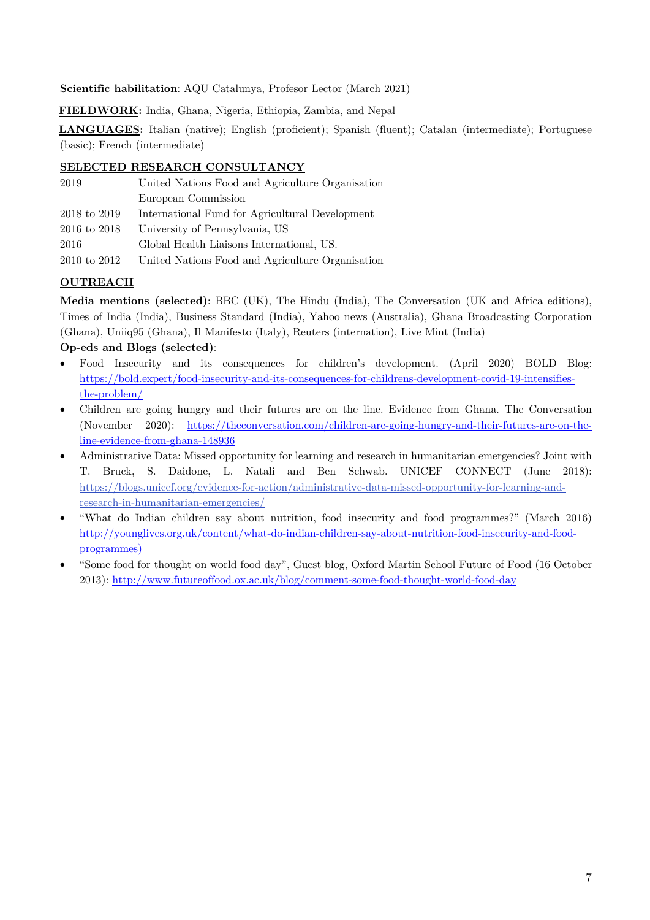**Scientific habilitation**: AQU Catalunya, Profesor Lector (March 2021)

**FIELDWORK:** India, Ghana, Nigeria, Ethiopia, Zambia, and Nepal

**LANGUAGES:** Italian (native); English (proficient); Spanish (fluent); Catalan (intermediate); Portuguese (basic); French (intermediate)

## SELECTED RESEARCH CONSULTANCY

| | |
|---|---|
| 2019 | United Nations Food and Agriculture Organisation |
| | European Commission |
| 2018 to 2019 | International Fund for Agricultural Development |
| 2016 to 2018 | University of Pennsylvania, US |
| 2016 | Global Health Liaisons International, US. |
| 2010 to 2012 | United Nations Food and Agriculture Organisation |

## OUTREACH

**Media mentions (selected)**: BBC (UK), The Hindu (India), The Conversation (UK and Africa editions), Times of India (India), Business Standard (India), Yahoo news (Australia), Ghana Broadcasting Corporation (Ghana), Uniiq95 (Ghana), Il Manifesto (Italy), Reuters (internation), Live Mint (India)

**Op-eds and Blogs (selected)**:

- Food Insecurity and its consequences for children's development. (April 2020) BOLD Blog: https://bold.expert/food-insecurity-and-its-consequences-for-childrens-development-covid-19-intensifies-the-problem/
- Children are going hungry and their futures are on the line. Evidence from Ghana. The Conversation (November 2020): https://theconversation.com/children-are-going-hungry-and-their-futures-are-on-the-line-evidence-from-ghana-148936
- Administrative Data: Missed opportunity for learning and research in humanitarian emergencies? Joint with T. Bruck, S. Daidone, L. Natali and Ben Schwab. UNICEF CONNECT (June 2018): https://blogs.unicef.org/evidence-for-action/administrative-data-missed-opportunity-for-learning-and-research-in-humanitarian-emergencies/
- "What do Indian children say about nutrition, food insecurity and food programmes?" (March 2016) http://younglives.org.uk/content/what-do-indian-children-say-about-nutrition-food-insecurity-and-food-programmes)
- "Some food for thought on world food day", Guest blog, Oxford Martin School Future of Food (16 October 2013): http://www.futureoffood.ox.ac.uk/blog/comment-some-food-thought-world-food-day